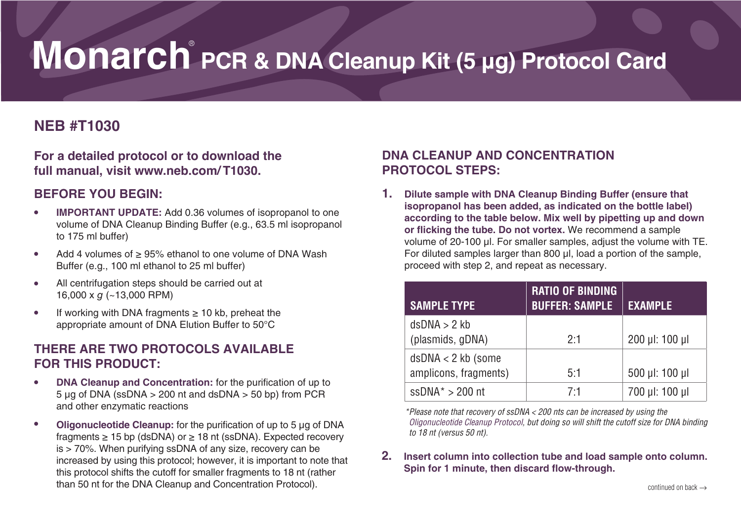# Monarch® PCR & DNA Cleanup Kit (5 µg) Protocol Card

## NEB #T1030

### For a detailed protocol or to download the full manual, visit www.neb.com/T1030.

### BEFORE YOU BEGIN:

- **IMPORTANT UPDATE:** Add 0.36 volumes of isopropanol to one volume of DNA Cleanup Binding Buffer (e.g., 63.5 ml isopropanol to 175 ml buffer)
- Add 4 volumes of ≥ 95% ethanol to one volume of DNA Wash Buffer (e.g., 100 ml ethanol to 25 ml buffer)
- All centrifugation steps should be carried out at 16,000 x *g* (~13,000 RPM)
- If working with DNA fragments ≥ 10 kb, preheat the appropriate amount of DNA Elution Buffer to 50°C

### THERE ARE TWO PROTOCOLS AVAILABLE FOR THIS PRODUCT:

- **DNA Cleanup and Concentration:** for the purification of up to 5 µg of DNA (ssDNA > 200 nt and dsDNA > 50 bp) from PCR and other enzymatic reactions
- **Oligonucleotide Cleanup:** for the purification of up to 5 µg of DNA fragments ≥ 15 bp (dsDNA) or ≥ 18 nt (ssDNA). Expected recovery is > 70%. When purifying ssDNA of any size, recovery can be increased by using this protocol; however, it is important to note that this protocol shifts the cutoff for smaller fragments to 18 nt (rather than 50 nt for the DNA Cleanup and Concentration Protocol).

### DNA CLEANUP AND CONCENTRATION PROTOCOL STEPS:

1. **Dilute sample with DNA Cleanup Binding Buffer (ensure that isopropanol has been added, as indicated on the bottle label) according to the table below. Mix well by pipetting up and down or flicking the tube. Do not vortex.** We recommend a sample volume of 20-100 µl. For smaller samples, adjust the volume with TE. For diluted samples larger than 800 µl, load a portion of the sample, proceed with step 2, and repeat as necessary.

| SAMPLE TYPE | RATIO OF BINDING BUFFER: SAMPLE | EXAMPLE |
|---|---|---|
| dsDNA > 2 kb (plasmids, gDNA) | 2:1 | 200 µl: 100 µl |
| dsDNA < 2 kb (some amplicons, fragments) | 5:1 | 500 µl: 100 µl |
| ssDNA* > 200 nt | 7:1 | 700 µl: 100 µl |

*\*Please note that recovery of ssDNA < 200 nts can be increased by using the Oligonucleotide Cleanup Protocol, but doing so will shift the cutoff size for DNA binding to 18 nt (versus 50 nt).*

2. **Insert column into collection tube and load sample onto column. Spin for 1 minute, then discard flow-through.**

continued on back →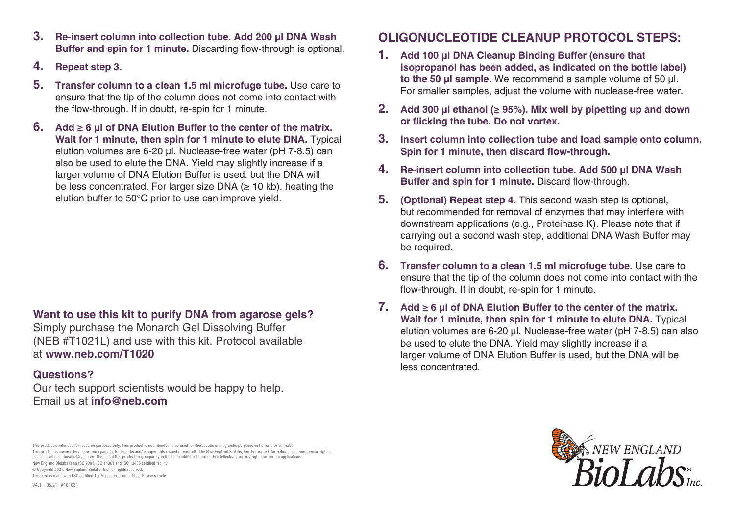3. **Re-insert column into collection tube. Add 200 µl DNA Wash Buffer and spin for 1 minute.** Discarding flow-through is optional.
4. **Repeat step 3.**
5. **Transfer column to a clean 1.5 ml microfuge tube.** Use care to ensure that the tip of the column does not come into contact with the flow-through. If in doubt, re-spin for 1 minute.
6. **Add ≥ 6 µl of DNA Elution Buffer to the center of the matrix. Wait for 1 minute, then spin for 1 minute to elute DNA.** Typical elution volumes are 6-20 µl. Nuclease-free water (pH 7-8.5) can also be used to elute the DNA. Yield may slightly increase if a larger volume of DNA Elution Buffer is used, but the DNA will be less concentrated. For larger size DNA (≥ 10 kb), heating the elution buffer to 50°C prior to use can improve yield.

## Want to use this kit to purify DNA from agarose gels?

Simply purchase the Monarch Gel Dissolving Buffer (NEB #T1021L) and use with this kit. Protocol available at **www.neb.com/T1020**

## Questions?

Our tech support scientists would be happy to help. Email us at **info@neb.com**

This product is intended for research purposes only. This product is not intended to be used for therapeutic or diagnostic purposes in humans or animals.

This product is covered by one or more patents, trademarks and/or copyrights owned or controlled by New England Biolabs, Inc. For more information about commercial rights, please email us at busdev@neb.com. The use of this product may require you to obtain additional third party intellectual property rights for certain applications.

New England Biolabs is an ISO 9001, ISO 14001 and ISO 13485 certified facility.

© Copyright 2021, New England Biolabs, Inc.; all rights reserved.

This card is made with FSC certified 100% post-consumer fiber. Please recycle.

V4.1 – 05.21 #101031

## OLIGONUCLEOTIDE CLEANUP PROTOCOL STEPS:

1. **Add 100 µl DNA Cleanup Binding Buffer (ensure that isopropanol has been added, as indicated on the bottle label) to the 50 µl sample.** We recommend a sample volume of 50 µl. For smaller samples, adjust the volume with nuclease-free water.
2. **Add 300 µl ethanol (≥ 95%). Mix well by pipetting up and down or flicking the tube. Do not vortex.**
3. **Insert column into collection tube and load sample onto column. Spin for 1 minute, then discard flow-through.**
4. **Re-insert column into collection tube. Add 500 µl DNA Wash Buffer and spin for 1 minute.** Discard flow-through.
5. **(Optional) Repeat step 4.** This second wash step is optional, but recommended for removal of enzymes that may interfere with downstream applications (e.g., Proteinase K). Please note that if carrying out a second wash step, additional DNA Wash Buffer may be required.
6. **Transfer column to a clean 1.5 ml microfuge tube.** Use care to ensure that the tip of the column does not come into contact with the flow-through. If in doubt, re-spin for 1 minute.
7. **Add ≥ 6 µl of DNA Elution Buffer to the center of the matrix. Wait for 1 minute, then spin for 1 minute to elute DNA.** Typical elution volumes are 6-20 µl. Nuclease-free water (pH 7-8.5) can also be used to elute the DNA. Yield may slightly increase if a larger volume of DNA Elution Buffer is used, but the DNA will be less concentrated.

NEW ENGLAND BioLabs® Inc.